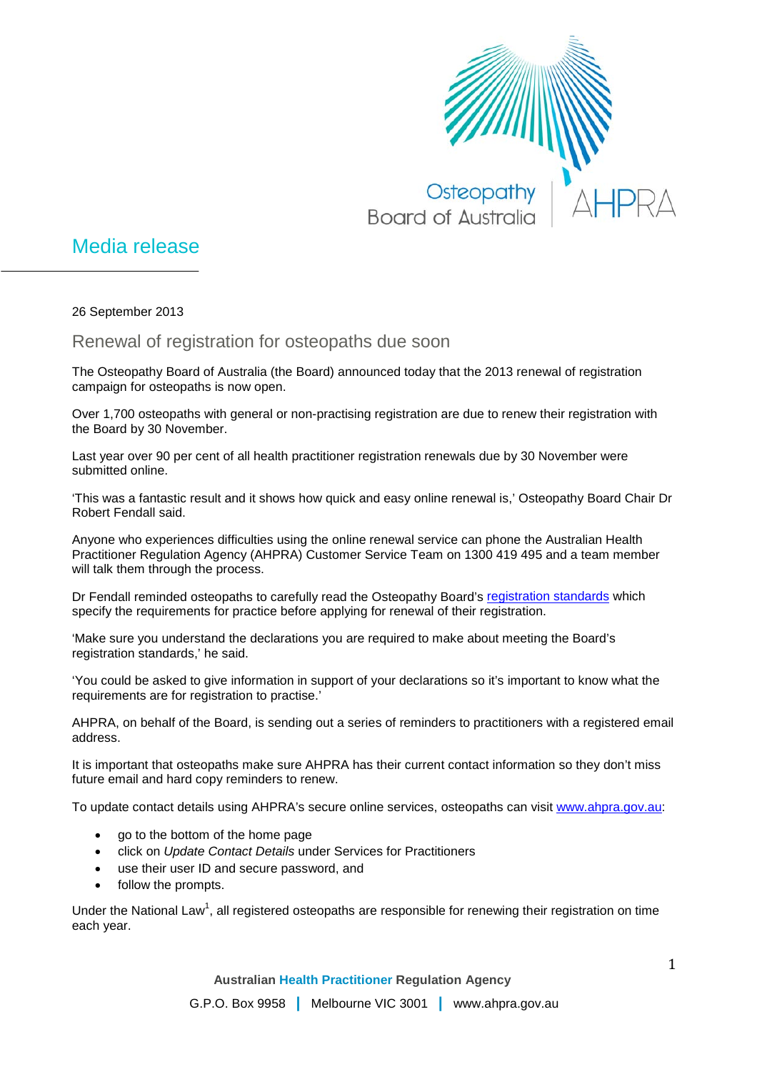Osteopathy Board of Australia | AHPRA

# Media release

26 September 2013

## Renewal of registration for osteopaths due soon

The Osteopathy Board of Australia (the Board) announced today that the 2013 renewal of registration campaign for osteopaths is now open.

Over 1,700 osteopaths with general or non-practising registration are due to renew their registration with the Board by 30 November.

Last year over 90 per cent of all health practitioner registration renewals due by 30 November were submitted online.

'This was a fantastic result and it shows how quick and easy online renewal is,' Osteopathy Board Chair Dr Robert Fendall said.

Anyone who experiences difficulties using the online renewal service can phone the Australian Health Practitioner Regulation Agency (AHPRA) Customer Service Team on 1300 419 495 and a team member will talk them through the process.

Dr Fendall reminded osteopaths to carefully read the Osteopathy Board's registration standards which specify the requirements for practice before applying for renewal of their registration.

'Make sure you understand the declarations you are required to make about meeting the Board's registration standards,' he said.

'You could be asked to give information in support of your declarations so it's important to know what the requirements are for registration to practise.'

AHPRA, on behalf of the Board, is sending out a series of reminders to practitioners with a registered email address.

It is important that osteopaths make sure AHPRA has their current contact information so they don't miss future email and hard copy reminders to renew.

To update contact details using AHPRA's secure online services, osteopaths can visit www.ahpra.gov.au:

- go to the bottom of the home page
- click on *Update Contact Details* under Services for Practitioners
- use their user ID and secure password, and
- follow the prompts.

Under the National Law[1], all registered osteopaths are responsible for renewing their registration on time each year.

**Australian Health Practitioner Regulation Agency**

G.P.O. Box 9958 | Melbourne VIC 3001 | www.ahpra.gov.au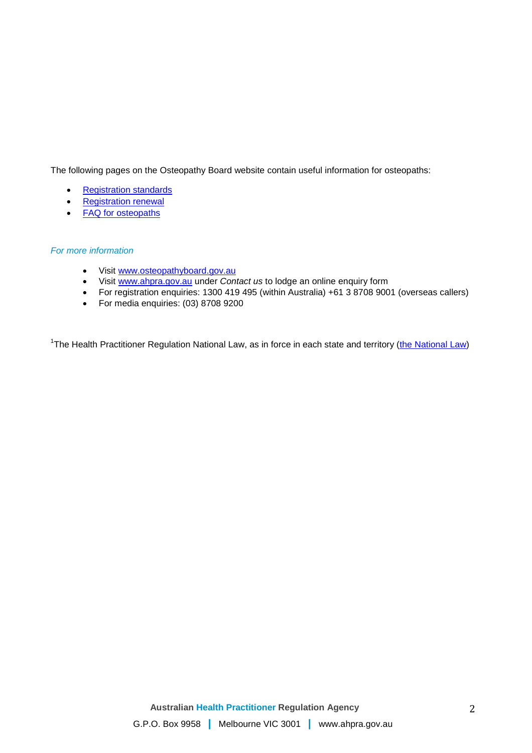The following pages on the Osteopathy Board website contain useful information for osteopaths:

- Registration standards
- Registration renewal
- FAQ for osteopaths

*For more information*

- Visit www.osteopathyboard.gov.au
- Visit www.ahpra.gov.au under *Contact us* to lodge an online enquiry form
- For registration enquiries: 1300 419 495 (within Australia) +61 3 8708 9001 (overseas callers)
- For media enquiries: (03) 8708 9200

[1]The Health Practitioner Regulation National Law, as in force in each state and territory (the National Law)

**Australian Health Practitioner Regulation Agency**

G.P.O. Box 9958 | Melbourne VIC 3001 | www.ahpra.gov.au